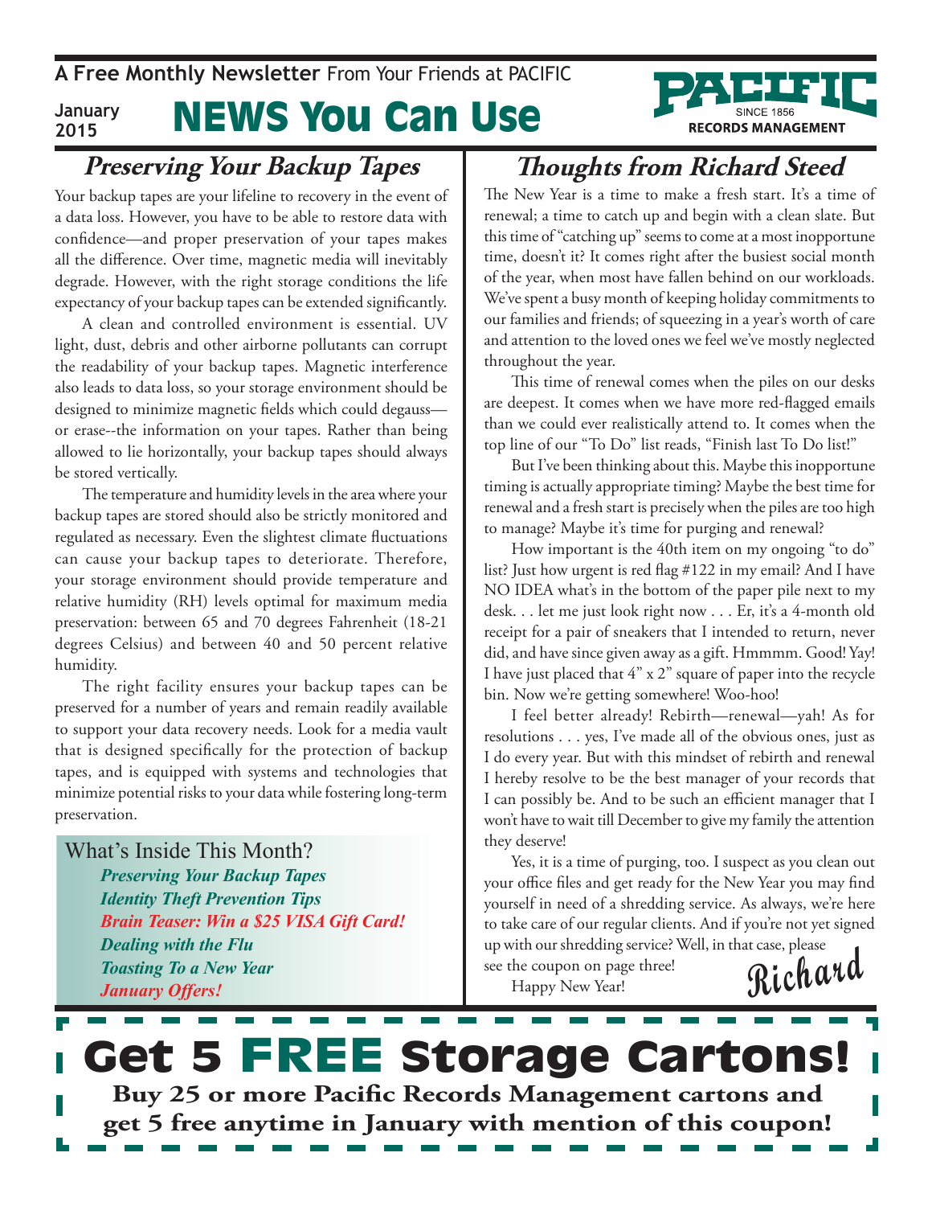**A Free Monthly Newsletter** From Your Friends at PACIFIC

January 2015

# NEWS You Can Use

PACIFIC SINCE 1856 RECORDS MANAGEMENT

## *Preserving Your Backup Tapes*

Your backup tapes are your lifeline to recovery in the event of a data loss. However, you have to be able to restore data with confidence—and proper preservation of your tapes makes all the difference. Over time, magnetic media will inevitably degrade. However, with the right storage conditions the life expectancy of your backup tapes can be extended significantly.

A clean and controlled environment is essential. UV light, dust, debris and other airborne pollutants can corrupt the readability of your backup tapes. Magnetic interference also leads to data loss, so your storage environment should be designed to minimize magnetic fields which could degauss—or erase--the information on your tapes. Rather than being allowed to lie horizontally, your backup tapes should always be stored vertically.

The temperature and humidity levels in the area where your backup tapes are stored should also be strictly monitored and regulated as necessary. Even the slightest climate fluctuations can cause your backup tapes to deteriorate. Therefore, your storage environment should provide temperature and relative humidity (RH) levels optimal for maximum media preservation: between 65 and 70 degrees Fahrenheit (18-21 degrees Celsius) and between 40 and 50 percent relative humidity.

The right facility ensures your backup tapes can be preserved for a number of years and remain readily available to support your data recovery needs. Look for a media vault that is designed specifically for the protection of backup tapes, and is equipped with systems and technologies that minimize potential risks to your data while fostering long-term preservation.

What's Inside This Month?

- ***Preserving Your Backup Tapes***
- ***Identity Theft Prevention Tips***
- ***Brain Teaser: Win a $25 VISA Gift Card!***
- ***Dealing with the Flu***
- ***Toasting To a New Year***
- ***January Offers!***

## *Thoughts from Richard Steed*

The New Year is a time to make a fresh start. It's a time of renewal; a time to catch up and begin with a clean slate. But this time of "catching up" seems to come at a most inopportune time, doesn't it? It comes right after the busiest social month of the year, when most have fallen behind on our workloads. We've spent a busy month of keeping holiday commitments to our families and friends; of squeezing in a year's worth of care and attention to the loved ones we feel we've mostly neglected throughout the year.

This time of renewal comes when the piles on our desks are deepest. It comes when we have more red-flagged emails than we could ever realistically attend to. It comes when the top line of our "To Do" list reads, "Finish last To Do list!"

But I've been thinking about this. Maybe this inopportune timing is actually appropriate timing? Maybe the best time for renewal and a fresh start is precisely when the piles are too high to manage? Maybe it's time for purging and renewal?

How important is the 40th item on my ongoing "to do" list? Just how urgent is red flag #122 in my email? And I have NO IDEA what's in the bottom of the paper pile next to my desk. . . let me just look right now . . . Er, it's a 4-month old receipt for a pair of sneakers that I intended to return, never did, and have since given away as a gift. Hmmmm. Good! Yay! I have just placed that 4" x 2" square of paper into the recycle bin. Now we're getting somewhere! Woo-hoo!

I feel better already! Rebirth—renewal—yah! As for resolutions . . . yes, I've made all of the obvious ones, just as I do every year. But with this mindset of rebirth and renewal I hereby resolve to be the best manager of your records that I can possibly be. And to be such an efficient manager that I won't have to wait till December to give my family the attention they deserve!

Yes, it is a time of purging, too. I suspect as you clean out your office files and get ready for the New Year you may find yourself in need of a shredding service. As always, we're here to take care of our regular clients. And if you're not yet signed up with our shredding service? Well, in that case, please see the coupon on page three!

Happy New Year!

*Richard*

# Get 5 FREE Storage Cartons!

**Buy 25 or more Pacific Records Management cartons and get 5 free anytime in January with mention of this coupon!**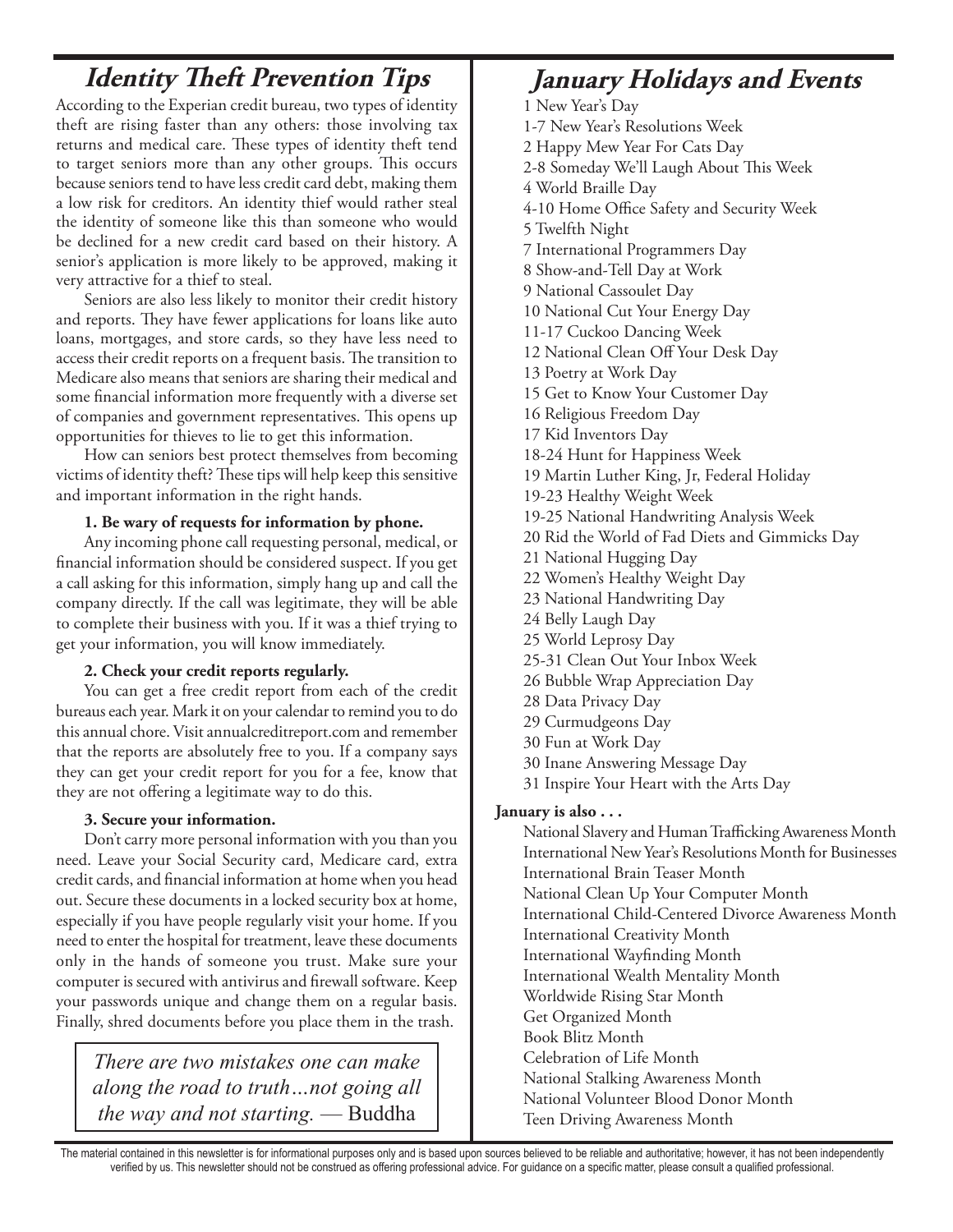## *Identity Theft Prevention Tips*

According to the Experian credit bureau, two types of identity theft are rising faster than any others: those involving tax returns and medical care. These types of identity theft tend to target seniors more than any other groups. This occurs because seniors tend to have less credit card debt, making them a low risk for creditors. An identity thief would rather steal the identity of someone like this than someone who would be declined for a new credit card based on their history. A senior's application is more likely to be approved, making it very attractive for a thief to steal.

Seniors are also less likely to monitor their credit history and reports. They have fewer applications for loans like auto loans, mortgages, and store cards, so they have less need to access their credit reports on a frequent basis. The transition to Medicare also means that seniors are sharing their medical and some financial information more frequently with a diverse set of companies and government representatives. This opens up opportunities for thieves to lie to get this information.

How can seniors best protect themselves from becoming victims of identity theft? These tips will help keep this sensitive and important information in the right hands.

**1. Be wary of requests for information by phone.**

Any incoming phone call requesting personal, medical, or financial information should be considered suspect. If you get a call asking for this information, simply hang up and call the company directly. If the call was legitimate, they will be able to complete their business with you. If it was a thief trying to get your information, you will know immediately.

**2. Check your credit reports regularly.**

You can get a free credit report from each of the credit bureaus each year. Mark it on your calendar to remind you to do this annual chore. Visit annualcreditreport.com and remember that the reports are absolutely free to you. If a company says they can get your credit report for you for a fee, know that they are not offering a legitimate way to do this.

**3. Secure your information.**

Don't carry more personal information with you than you need. Leave your Social Security card, Medicare card, extra credit cards, and financial information at home when you head out. Secure these documents in a locked security box at home, especially if you have people regularly visit your home. If you need to enter the hospital for treatment, leave these documents only in the hands of someone you trust. Make sure your computer is secured with antivirus and firewall software. Keep your passwords unique and change them on a regular basis. Finally, shred documents before you place them in the trash.

> *There are two mistakes one can make along the road to truth…not going all the way and not starting.* — Buddha

## *January Holidays and Events*

1 New Year's Day
1-7 New Year's Resolutions Week
2 Happy Mew Year For Cats Day
2-8 Someday We'll Laugh About This Week
4 World Braille Day
4-10 Home Office Safety and Security Week
5 Twelfth Night
7 International Programmers Day
8 Show-and-Tell Day at Work
9 National Cassoulet Day
10 National Cut Your Energy Day
11-17 Cuckoo Dancing Week
12 National Clean Off Your Desk Day
13 Poetry at Work Day
15 Get to Know Your Customer Day
16 Religious Freedom Day
17 Kid Inventors Day
18-24 Hunt for Happiness Week
19 Martin Luther King, Jr, Federal Holiday
19-23 Healthy Weight Week
19-25 National Handwriting Analysis Week
20 Rid the World of Fad Diets and Gimmicks Day
21 National Hugging Day
22 Women's Healthy Weight Day
23 National Handwriting Day
24 Belly Laugh Day
25 World Leprosy Day
25-31 Clean Out Your Inbox Week
26 Bubble Wrap Appreciation Day
28 Data Privacy Day
29 Curmudgeons Day
30 Fun at Work Day
30 Inane Answering Message Day
31 Inspire Your Heart with the Arts Day

**January is also . . .**

National Slavery and Human Trafficking Awareness Month
International New Year's Resolutions Month for Businesses
International Brain Teaser Month
National Clean Up Your Computer Month
International Child-Centered Divorce Awareness Month
International Creativity Month
International Wayfinding Month
International Wealth Mentality Month
Worldwide Rising Star Month
Get Organized Month
Book Blitz Month
Celebration of Life Month
National Stalking Awareness Month
National Volunteer Blood Donor Month
Teen Driving Awareness Month

The material contained in this newsletter is for informational purposes only and is based upon sources believed to be reliable and authoritative; however, it has not been independently verified by us. This newsletter should not be construed as offering professional advice. For guidance on a specific matter, please consult a qualified professional.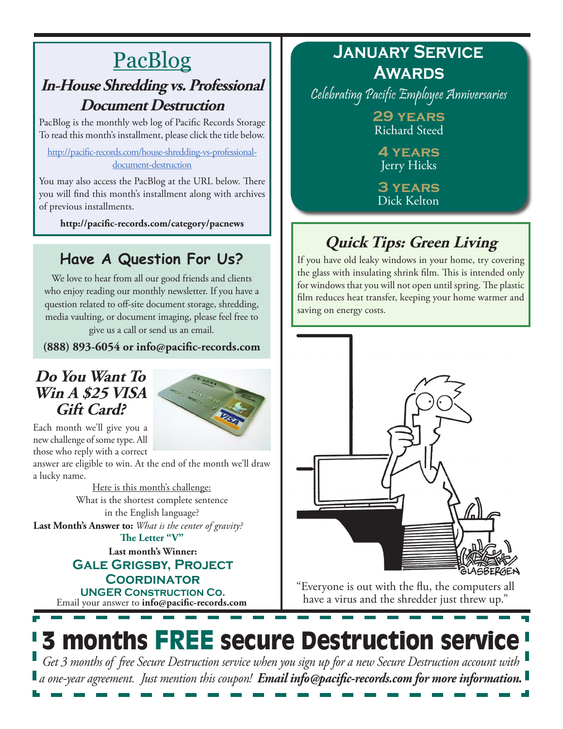# PacBlog

## In-House Shredding vs. Professional Document Destruction

PacBlog is the monthly web log of Pacific Records Storage To read this month's installment, please click the title below.

http://pacific-records.com/house-shredding-vs-professional-document-destruction

You may also access the PacBlog at the URL below. There you will find this month's installment along with archives of previous installments.

**http://pacific-records.com/category/pacnews**

## Have A Question For Us?

We love to hear from all our good friends and clients who enjoy reading our monthly newsletter. If you have a question related to off-site document storage, shredding, media vaulting, or document imaging, please feel free to give us a call or send us an email.

**(888) 893-6054 or info@pacific-records.com**

## *Do You Want To Win A $25 VISA Gift Card?*

Each month we'll give you a new challenge of some type. All those who reply with a correct answer are eligible to win. At the end of the month we'll draw a lucky name.

Here is this month's challenge:
What is the shortest complete sentence in the English language?

**Last Month's Answer to:** *What is the center of gravity?*
**The Letter "V"**

**Last month's Winner:**
**GALE GRIGSBY, PROJECT COORDINATOR**
**UNGER CONSTRUCTION CO.**

Email your answer to **info@pacific-records.com**

## January Service Awards

*Celebrating Pacific Employee Anniversaries*

**29 YEARS**
Richard Steed

**4 YEARS**
Jerry Hicks

**3 YEARS**
Dick Kelton

## *Quick Tips: Green Living*

If you have old leaky windows in your home, try covering the glass with insulating shrink film. This is intended only for windows that you will not open until spring. The plastic film reduces heat transfer, keeping your home warmer and saving on energy costs.

"Everyone is out with the flu, the computers all have a virus and the shredder just threw up."

# 3 months FREE secure Destruction service

*Get 3 months of free Secure Destruction service when you sign up for a new Secure Destruction account with a one-year agreement. Just mention this coupon!* ***Email info@pacific-records.com for more information.***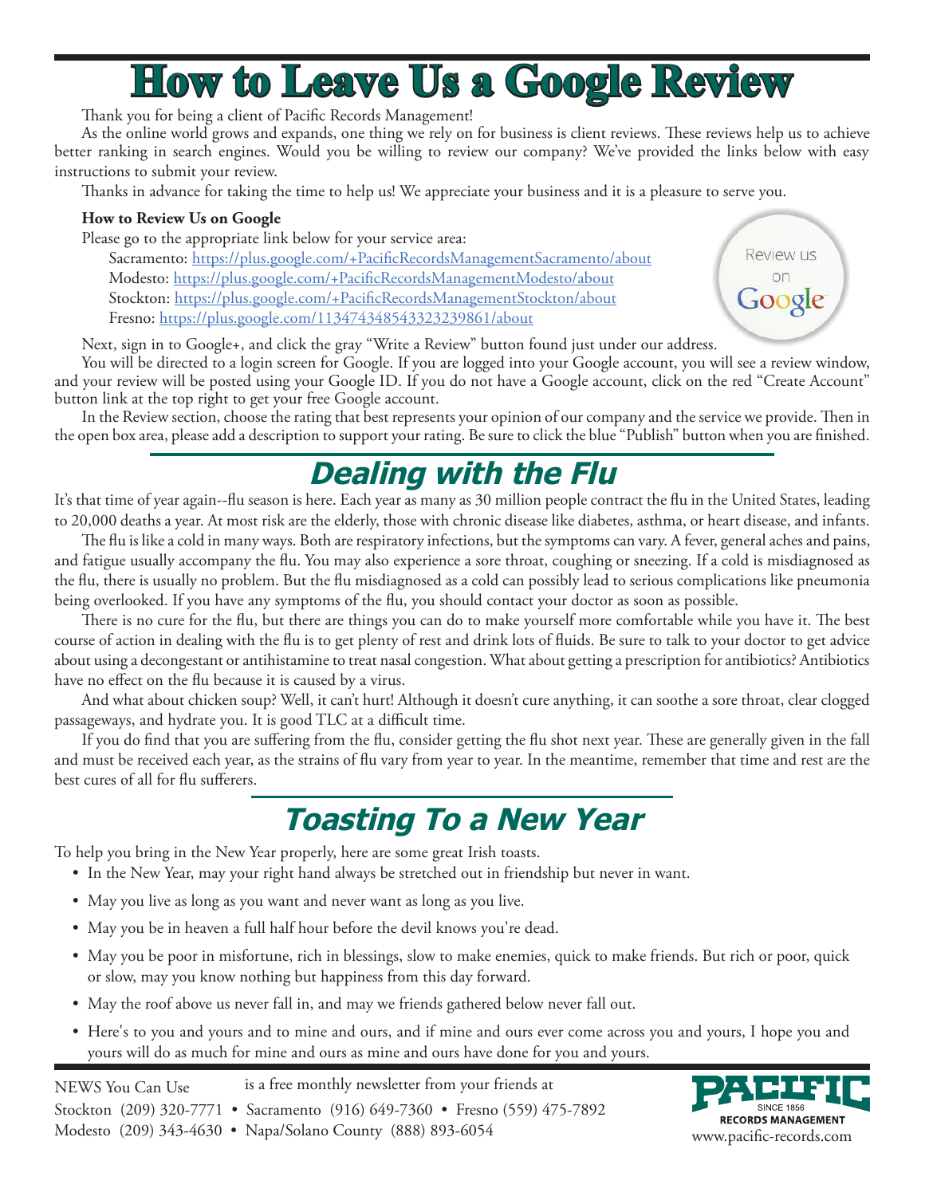# How to Leave Us a Google Review

Thank you for being a client of Pacific Records Management!

As the online world grows and expands, one thing we rely on for business is client reviews. These reviews help us to achieve better ranking in search engines. Would you be willing to review our company? We've provided the links below with easy instructions to submit your review.

Thanks in advance for taking the time to help us! We appreciate your business and it is a pleasure to serve you.

**How to Review Us on Google**

Please go to the appropriate link below for your service area:

Sacramento: https://plus.google.com/+PacificRecordsManagementSacramento/about
Modesto: https://plus.google.com/+PacificRecordsManagementModesto/about
Stockton: https://plus.google.com/+PacificRecordsManagementStockton/about
Fresno: https://plus.google.com/113474348543323239861/about

Review us on Google

Next, sign in to Google+, and click the gray "Write a Review" button found just under our address.

You will be directed to a login screen for Google. If you are logged into your Google account, you will see a review window, and your review will be posted using your Google ID. If you do not have a Google account, click on the red "Create Account" button link at the top right to get your free Google account.

In the Review section, choose the rating that best represents your opinion of our company and the service we provide. Then in the open box area, please add a description to support your rating. Be sure to click the blue "Publish" button when you are finished.

## *Dealing with the Flu*

It's that time of year again--flu season is here. Each year as many as 30 million people contract the flu in the United States, leading to 20,000 deaths a year. At most risk are the elderly, those with chronic disease like diabetes, asthma, or heart disease, and infants.

The flu is like a cold in many ways. Both are respiratory infections, but the symptoms can vary. A fever, general aches and pains, and fatigue usually accompany the flu. You may also experience a sore throat, coughing or sneezing. If a cold is misdiagnosed as the flu, there is usually no problem. But the flu misdiagnosed as a cold can possibly lead to serious complications like pneumonia being overlooked. If you have any symptoms of the flu, you should contact your doctor as soon as possible.

There is no cure for the flu, but there are things you can do to make yourself more comfortable while you have it. The best course of action in dealing with the flu is to get plenty of rest and drink lots of fluids. Be sure to talk to your doctor to get advice about using a decongestant or antihistamine to treat nasal congestion. What about getting a prescription for antibiotics? Antibiotics have no effect on the flu because it is caused by a virus.

And what about chicken soup? Well, it can't hurt! Although it doesn't cure anything, it can soothe a sore throat, clear clogged passageways, and hydrate you. It is good TLC at a difficult time.

If you do find that you are suffering from the flu, consider getting the flu shot next year. These are generally given in the fall and must be received each year, as the strains of flu vary from year to year. In the meantime, remember that time and rest are the best cures of all for flu sufferers.

## *Toasting To a New Year*

To help you bring in the New Year properly, here are some great Irish toasts.

- In the New Year, may your right hand always be stretched out in friendship but never in want.
- May you live as long as you want and never want as long as you live.
- May you be in heaven a full half hour before the devil knows you're dead.
- May you be poor in misfortune, rich in blessings, slow to make enemies, quick to make friends. But rich or poor, quick or slow, may you know nothing but happiness from this day forward.
- May the roof above us never fall in, and may we friends gathered below never fall out.
- Here's to you and yours and to mine and ours, and if mine and ours ever come across you and yours, I hope you and yours will do as much for mine and ours as mine and ours have done for you and yours.

NEWS You Can Use is a free monthly newsletter from your friends at

Stockton (209) 320-7771 • Sacramento (916) 649-7360 • Fresno (559) 475-7892
Modesto (209) 343-4630 • Napa/Solano County (888) 893-6054

PACIFIC SINCE 1856 RECORDS MANAGEMENT
www.pacific-records.com